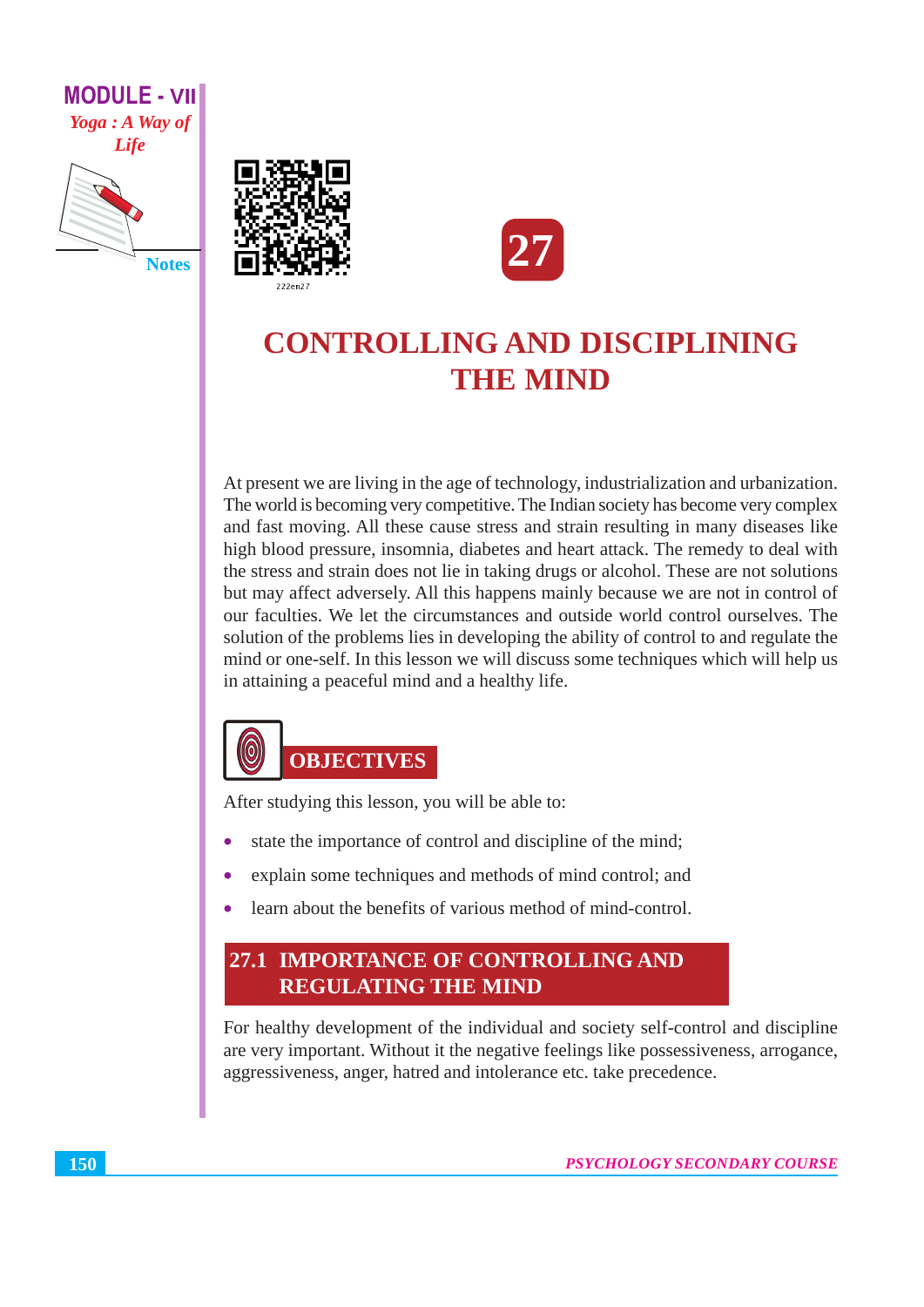# 27

# CONTROLLING AND DISCIPLINING THE MIND

At present we are living in the age of technology, industrialization and urbanization. The world is becoming very competitive. The Indian society has become very complex and fast moving. All these cause stress and strain resulting in many diseases like high blood pressure, insomnia, diabetes and heart attack. The remedy to deal with the stress and strain does not lie in taking drugs or alcohol. These are not solutions but may affect adversely. All this happens mainly because we are not in control of our faculties. We let the circumstances and outside world control ourselves. The solution of the problems lies in developing the ability of control to and regulate the mind or one-self. In this lesson we will discuss some techniques which will help us in attaining a peaceful mind and a healthy life.

## OBJECTIVES

After studying this lesson, you will be able to:

- state the importance of control and discipline of the mind;
- explain some techniques and methods of mind control; and
- learn about the benefits of various method of mind-control.

## 27.1 IMPORTANCE OF CONTROLLING AND REGULATING THE MIND

For healthy development of the individual and society self-control and discipline are very important. Without it the negative feelings like possessiveness, arrogance, aggressiveness, anger, hatred and intolerance etc. take precedence.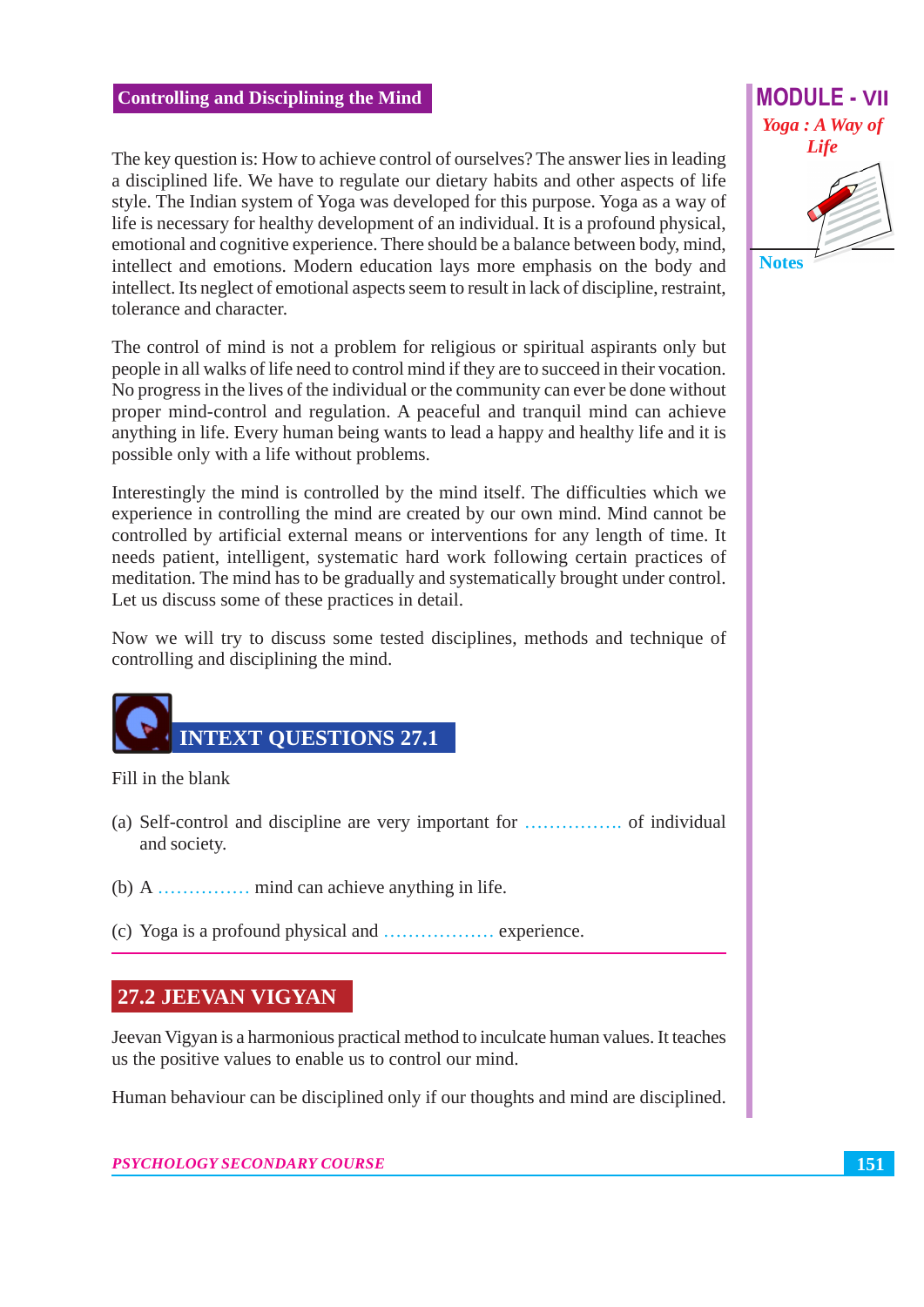## Controlling and Disciplining the Mind

The key question is: How to achieve control of ourselves? The answer lies in leading a disciplined life. We have to regulate our dietary habits and other aspects of life style. The Indian system of Yoga was developed for this purpose. Yoga as a way of life is necessary for healthy development of an individual. It is a profound physical, emotional and cognitive experience. There should be a balance between body, mind, intellect and emotions. Modern education lays more emphasis on the body and intellect. Its neglect of emotional aspects seem to result in lack of discipline, restraint, tolerance and character.

The control of mind is not a problem for religious or spiritual aspirants only but people in all walks of life need to control mind if they are to succeed in their vocation. No progress in the lives of the individual or the community can ever be done without proper mind-control and regulation. A peaceful and tranquil mind can achieve anything in life. Every human being wants to lead a happy and healthy life and it is possible only with a life without problems.

Interestingly the mind is controlled by the mind itself. The difficulties which we experience in controlling the mind are created by our own mind. Mind cannot be controlled by artificial external means or interventions for any length of time. It needs patient, intelligent, systematic hard work following certain practices of meditation. The mind has to be gradually and systematically brought under control. Let us discuss some of these practices in detail.

Now we will try to discuss some tested disciplines, methods and technique of controlling and disciplining the mind.

## INTEXT QUESTIONS 27.1

Fill in the blank

(a) Self-control and discipline are very important for ................ of individual and society.

(b) A ............... mind can achieve anything in life.

(c) Yoga is a profound physical and .................. experience.

## 27.2 JEEVAN VIGYAN

Jeevan Vigyan is a harmonious practical method to inculcate human values. It teaches us the positive values to enable us to control our mind.

Human behaviour can be disciplined only if our thoughts and mind are disciplined.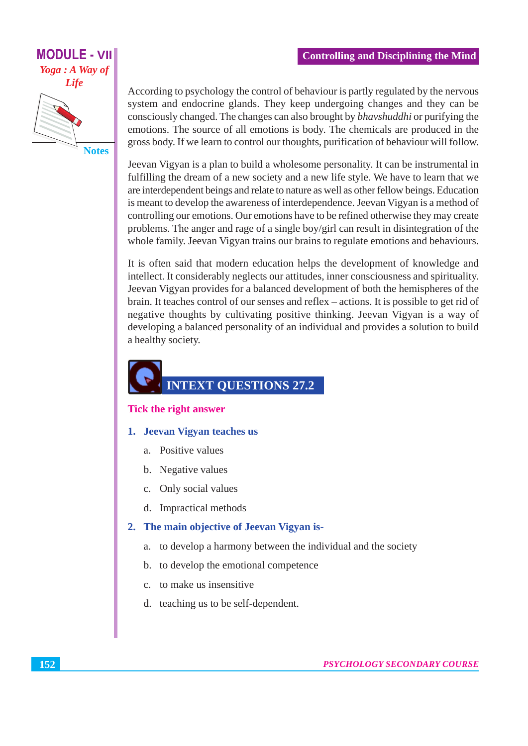According to psychology the control of behaviour is partly regulated by the nervous system and endocrine glands. They keep undergoing changes and they can be consciously changed. The changes can also brought by *bhavshuddhi* or purifying the emotions. The source of all emotions is body. The chemicals are produced in the gross body. If we learn to control our thoughts, purification of behaviour will follow.

Jeevan Vigyan is a plan to build a wholesome personality. It can be instrumental in fulfilling the dream of a new society and a new life style. We have to learn that we are interdependent beings and relate to nature as well as other fellow beings. Education is meant to develop the awareness of interdependence. Jeevan Vigyan is a method of controlling our emotions. Our emotions have to be refined otherwise they may create problems. The anger and rage of a single boy/girl can result in disintegration of the whole family. Jeevan Vigyan trains our brains to regulate emotions and behaviours.

It is often said that modern education helps the development of knowledge and intellect. It considerably neglects our attitudes, inner consciousness and spirituality. Jeevan Vigyan provides for a balanced development of both the hemispheres of the brain. It teaches control of our senses and reflex – actions. It is possible to get rid of negative thoughts by cultivating positive thinking. Jeevan Vigyan is a way of developing a balanced personality of an individual and provides a solution to build a healthy society.

## INTEXT QUESTIONS 27.2

**Tick the right answer**

**1. Jeevan Vigyan teaches us**

a. Positive values

b. Negative values

c. Only social values

d. Impractical methods

**2. The main objective of Jeevan Vigyan is-**

a. to develop a harmony between the individual and the society

b. to develop the emotional competence

c. to make us insensitive

d. teaching us to be self-dependent.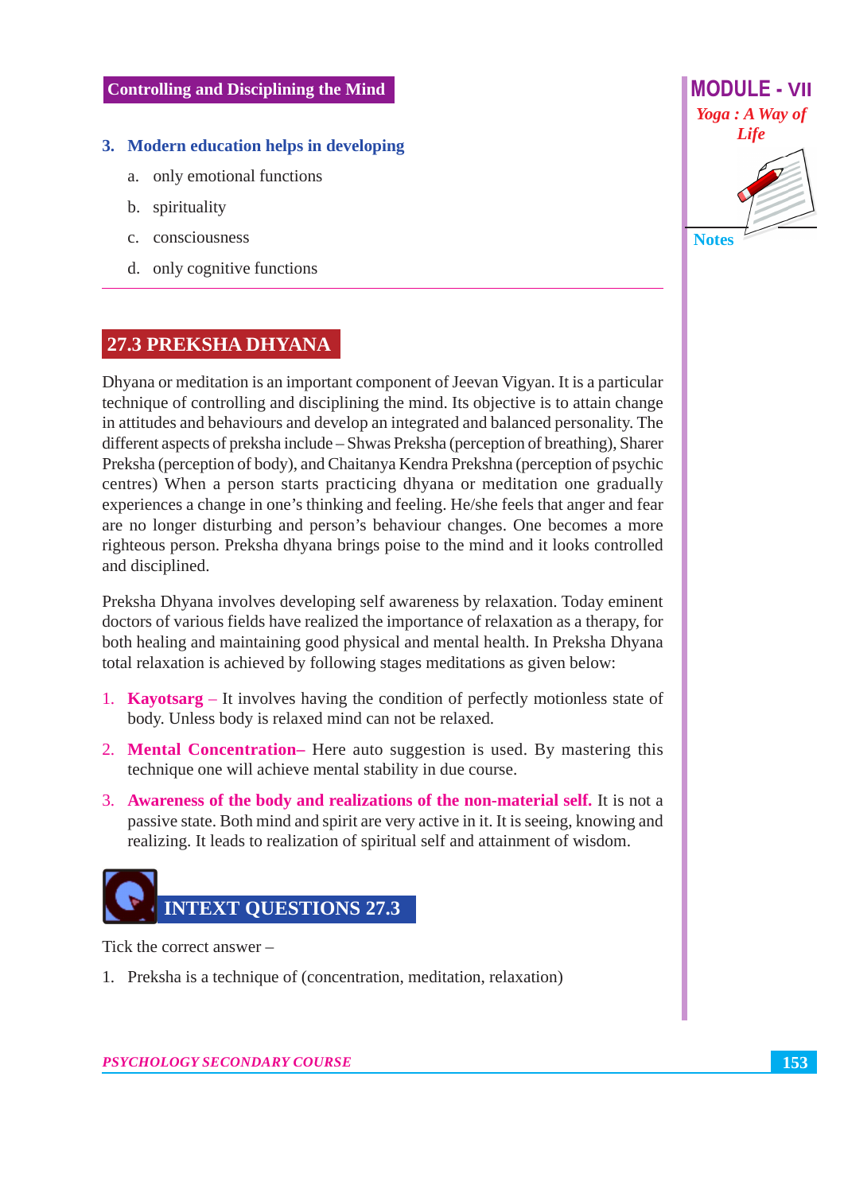3. **Modern education helps in developing**

   a. only emotional functions

   b. spirituality

   c. consciousness

   d. only cognitive functions

## 27.3 PREKSHA DHYANA

Dhyana or meditation is an important component of Jeevan Vigyan. It is a particular technique of controlling and disciplining the mind. Its objective is to attain change in attitudes and behaviours and develop an integrated and balanced personality. The different aspects of preksha include – Shwas Preksha (perception of breathing), Sharer Preksha (perception of body), and Chaitanya Kendra Prekshna (perception of psychic centres) When a person starts practicing dhyana or meditation one gradually experiences a change in one's thinking and feeling. He/she feels that anger and fear are no longer disturbing and person's behaviour changes. One becomes a more righteous person. Preksha dhyana brings poise to the mind and it looks controlled and disciplined.

Preksha Dhyana involves developing self awareness by relaxation. Today eminent doctors of various fields have realized the importance of relaxation as a therapy, for both healing and maintaining good physical and mental health. In Preksha Dhyana total relaxation is achieved by following stages meditations as given below:

1. **Kayotsarg** – It involves having the condition of perfectly motionless state of body. Unless body is relaxed mind can not be relaxed.
2. **Mental Concentration–** Here auto suggestion is used. By mastering this technique one will achieve mental stability in due course.
3. **Awareness of the body and realizations of the non-material self.** It is not a passive state. Both mind and spirit are very active in it. It is seeing, knowing and realizing. It leads to realization of spiritual self and attainment of wisdom.

## INTEXT QUESTIONS 27.3

Tick the correct answer –

1. Preksha is a technique of (concentration, meditation, relaxation)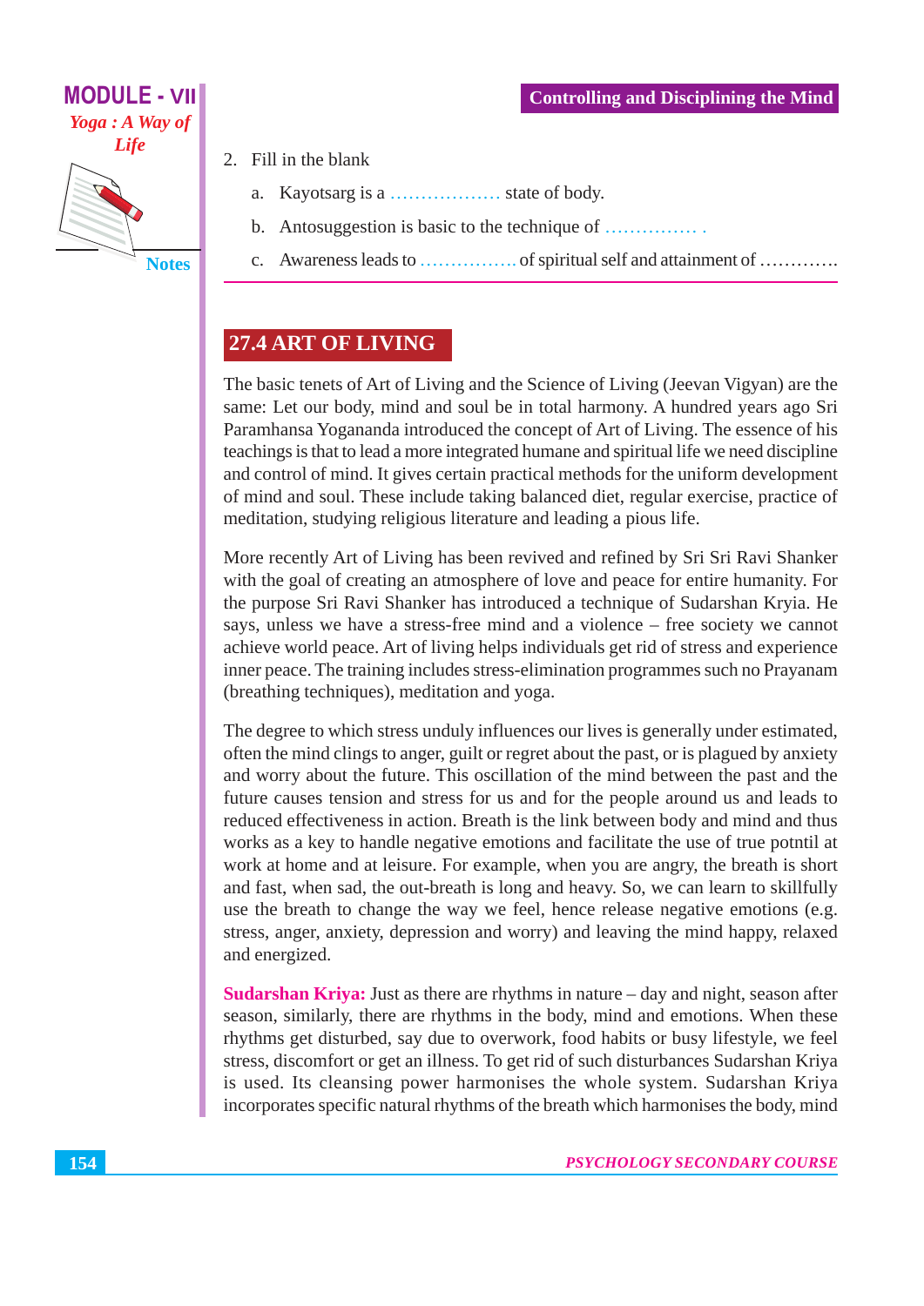2. Fill in the blank

   a. Kayotsarg is a .................. state of body.

   b. Antosuggestion is basic to the technique of ............... .

   c. Awareness leads to ................ of spiritual self and attainment of .............

## 27.4 ART OF LIVING

The basic tenets of Art of Living and the Science of Living (Jeevan Vigyan) are the same: Let our body, mind and soul be in total harmony. A hundred years ago Sri Paramhansa Yogananda introduced the concept of Art of Living. The essence of his teachings is that to lead a more integrated humane and spiritual life we need discipline and control of mind. It gives certain practical methods for the uniform development of mind and soul. These include taking balanced diet, regular exercise, practice of meditation, studying religious literature and leading a pious life.

More recently Art of Living has been revived and refined by Sri Sri Ravi Shanker with the goal of creating an atmosphere of love and peace for entire humanity. For the purpose Sri Ravi Shanker has introduced a technique of Sudarshan Kryia. He says, unless we have a stress-free mind and a violence – free society we cannot achieve world peace. Art of living helps individuals get rid of stress and experience inner peace. The training includes stress-elimination programmes such no Prayanam (breathing techniques), meditation and yoga.

The degree to which stress unduly influences our lives is generally under estimated, often the mind clings to anger, guilt or regret about the past, or is plagued by anxiety and worry about the future. This oscillation of the mind between the past and the future causes tension and stress for us and for the people around us and leads to reduced effectiveness in action. Breath is the link between body and mind and thus works as a key to handle negative emotions and facilitate the use of true potntil at work at home and at leisure. For example, when you are angry, the breath is short and fast, when sad, the out-breath is long and heavy. So, we can learn to skillfully use the breath to change the way we feel, hence release negative emotions (e.g. stress, anger, anxiety, depression and worry) and leaving the mind happy, relaxed and energized.

**Sudarshan Kriya:** Just as there are rhythms in nature – day and night, season after season, similarly, there are rhythms in the body, mind and emotions. When these rhythms get disturbed, say due to overwork, food habits or busy lifestyle, we feel stress, discomfort or get an illness. To get rid of such disturbances Sudarshan Kriya is used. Its cleansing power harmonises the whole system. Sudarshan Kriya incorporates specific natural rhythms of the breath which harmonises the body, mind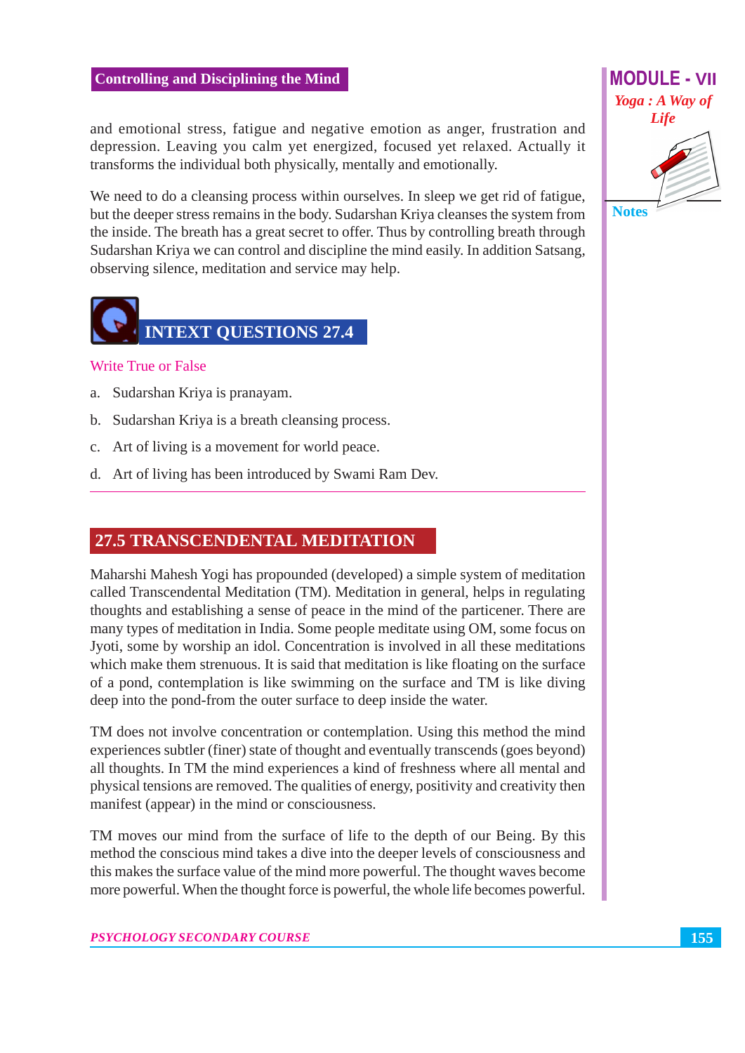and emotional stress, fatigue and negative emotion as anger, frustration and depression. Leaving you calm yet energized, focused yet relaxed. Actually it transforms the individual both physically, mentally and emotionally.

We need to do a cleansing process within ourselves. In sleep we get rid of fatigue, but the deeper stress remains in the body. Sudarshan Kriya cleanses the system from the inside. The breath has a great secret to offer. Thus by controlling breath through Sudarshan Kriya we can control and discipline the mind easily. In addition Satsang, observing silence, meditation and service may help.

## INTEXT QUESTIONS 27.4

Write True or False

a. Sudarshan Kriya is pranayam.

b. Sudarshan Kriya is a breath cleansing process.

c. Art of living is a movement for world peace.

d. Art of living has been introduced by Swami Ram Dev.

## 27.5 TRANSCENDENTAL MEDITATION

Maharshi Mahesh Yogi has propounded (developed) a simple system of meditation called Transcendental Meditation (TM). Meditation in general, helps in regulating thoughts and establishing a sense of peace in the mind of the particener. There are many types of meditation in India. Some people meditate using OM, some focus on Jyoti, some by worship an idol. Concentration is involved in all these meditations which make them strenuous. It is said that meditation is like floating on the surface of a pond, contemplation is like swimming on the surface and TM is like diving deep into the pond-from the outer surface to deep inside the water.

TM does not involve concentration or contemplation. Using this method the mind experiences subtler (finer) state of thought and eventually transcends (goes beyond) all thoughts. In TM the mind experiences a kind of freshness where all mental and physical tensions are removed. The qualities of energy, positivity and creativity then manifest (appear) in the mind or consciousness.

TM moves our mind from the surface of life to the depth of our Being. By this method the conscious mind takes a dive into the deeper levels of consciousness and this makes the surface value of the mind more powerful. The thought waves become more powerful. When the thought force is powerful, the whole life becomes powerful.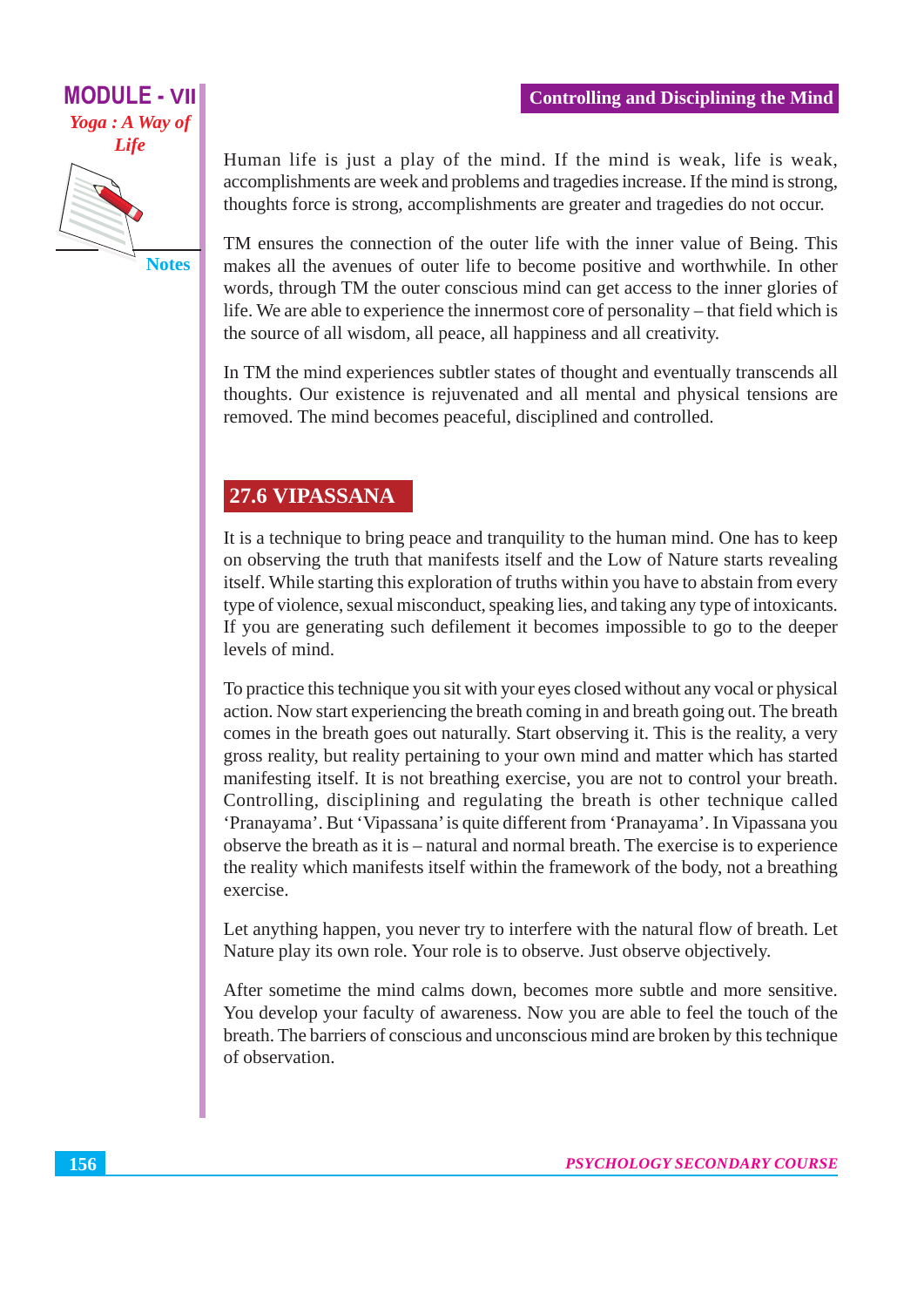Human life is just a play of the mind. If the mind is weak, life is weak, accomplishments are week and problems and tragedies increase. If the mind is strong, thoughts force is strong, accomplishments are greater and tragedies do not occur.

TM ensures the connection of the outer life with the inner value of Being. This makes all the avenues of outer life to become positive and worthwhile. In other words, through TM the outer conscious mind can get access to the inner glories of life. We are able to experience the innermost core of personality – that field which is the source of all wisdom, all peace, all happiness and all creativity.

In TM the mind experiences subtler states of thought and eventually transcends all thoughts. Our existence is rejuvenated and all mental and physical tensions are removed. The mind becomes peaceful, disciplined and controlled.

## 27.6 VIPASSANA

It is a technique to bring peace and tranquility to the human mind. One has to keep on observing the truth that manifests itself and the Low of Nature starts revealing itself. While starting this exploration of truths within you have to abstain from every type of violence, sexual misconduct, speaking lies, and taking any type of intoxicants. If you are generating such defilement it becomes impossible to go to the deeper levels of mind.

To practice this technique you sit with your eyes closed without any vocal or physical action. Now start experiencing the breath coming in and breath going out. The breath comes in the breath goes out naturally. Start observing it. This is the reality, a very gross reality, but reality pertaining to your own mind and matter which has started manifesting itself. It is not breathing exercise, you are not to control your breath. Controlling, disciplining and regulating the breath is other technique called 'Pranayama'. But 'Vipassana' is quite different from 'Pranayama'. In Vipassana you observe the breath as it is – natural and normal breath. The exercise is to experience the reality which manifests itself within the framework of the body, not a breathing exercise.

Let anything happen, you never try to interfere with the natural flow of breath. Let Nature play its own role. Your role is to observe. Just observe objectively.

After sometime the mind calms down, becomes more subtle and more sensitive. You develop your faculty of awareness. Now you are able to feel the touch of the breath. The barriers of conscious and unconscious mind are broken by this technique of observation.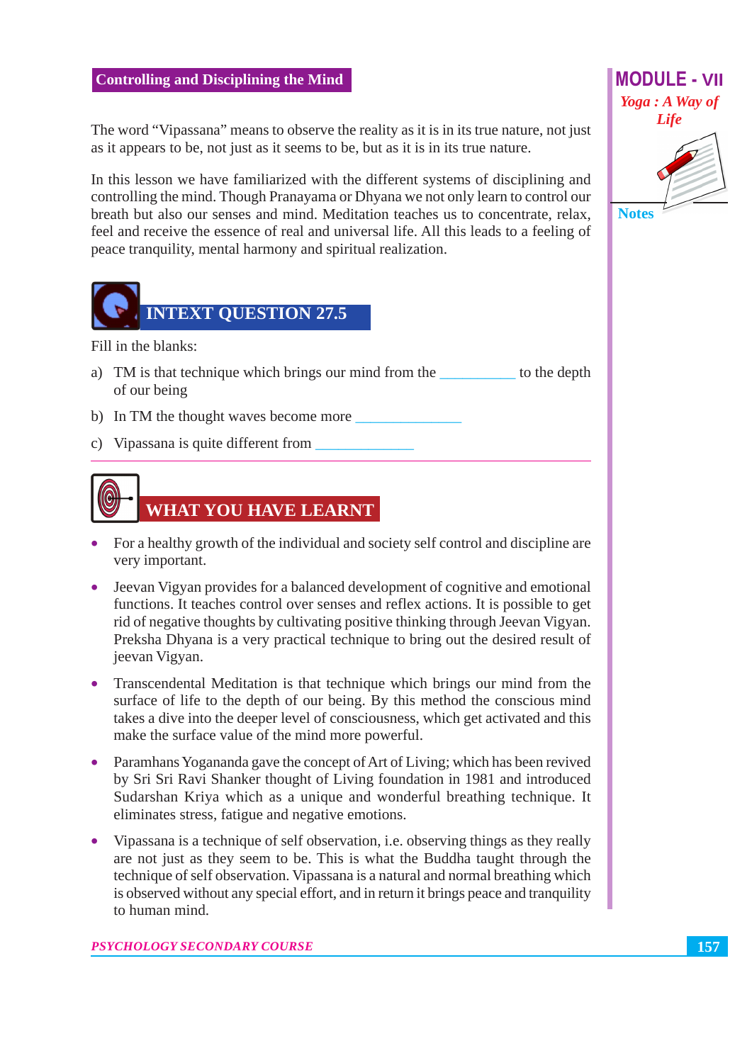## Controlling and Disciplining the Mind

The word "Vipassana" means to observe the reality as it is in its true nature, not just as it appears to be, not just as it seems to be, but as it is in its true nature.

In this lesson we have familiarized with the different systems of disciplining and controlling the mind. Though Pranayama or Dhyana we not only learn to control our breath but also our senses and mind. Meditation teaches us to concentrate, relax, feel and receive the essence of real and universal life. All this leads to a feeling of peace tranquility, mental harmony and spiritual realization.

## INTEXT QUESTION 27.5

Fill in the blanks:

a) TM is that technique which brings our mind from the __________ to the depth of our being

b) In TM the thought waves become more ______________

c) Vipassana is quite different from _____________

## WHAT YOU HAVE LEARNT

- For a healthy growth of the individual and society self control and discipline are very important.
- Jeevan Vigyan provides for a balanced development of cognitive and emotional functions. It teaches control over senses and reflex actions. It is possible to get rid of negative thoughts by cultivating positive thinking through Jeevan Vigyan. Preksha Dhyana is a very practical technique to bring out the desired result of jeevan Vigyan.
- Transcendental Meditation is that technique which brings our mind from the surface of life to the depth of our being. By this method the conscious mind takes a dive into the deeper level of consciousness, which get activated and this make the surface value of the mind more powerful.
- Paramhans Yogananda gave the concept of Art of Living; which has been revived by Sri Sri Ravi Shanker thought of Living foundation in 1981 and introduced Sudarshan Kriya which as a unique and wonderful breathing technique. It eliminates stress, fatigue and negative emotions.
- Vipassana is a technique of self observation, i.e. observing things as they really are not just as they seem to be. This is what the Buddha taught through the technique of self observation. Vipassana is a natural and normal breathing which is observed without any special effort, and in return it brings peace and tranquility to human mind.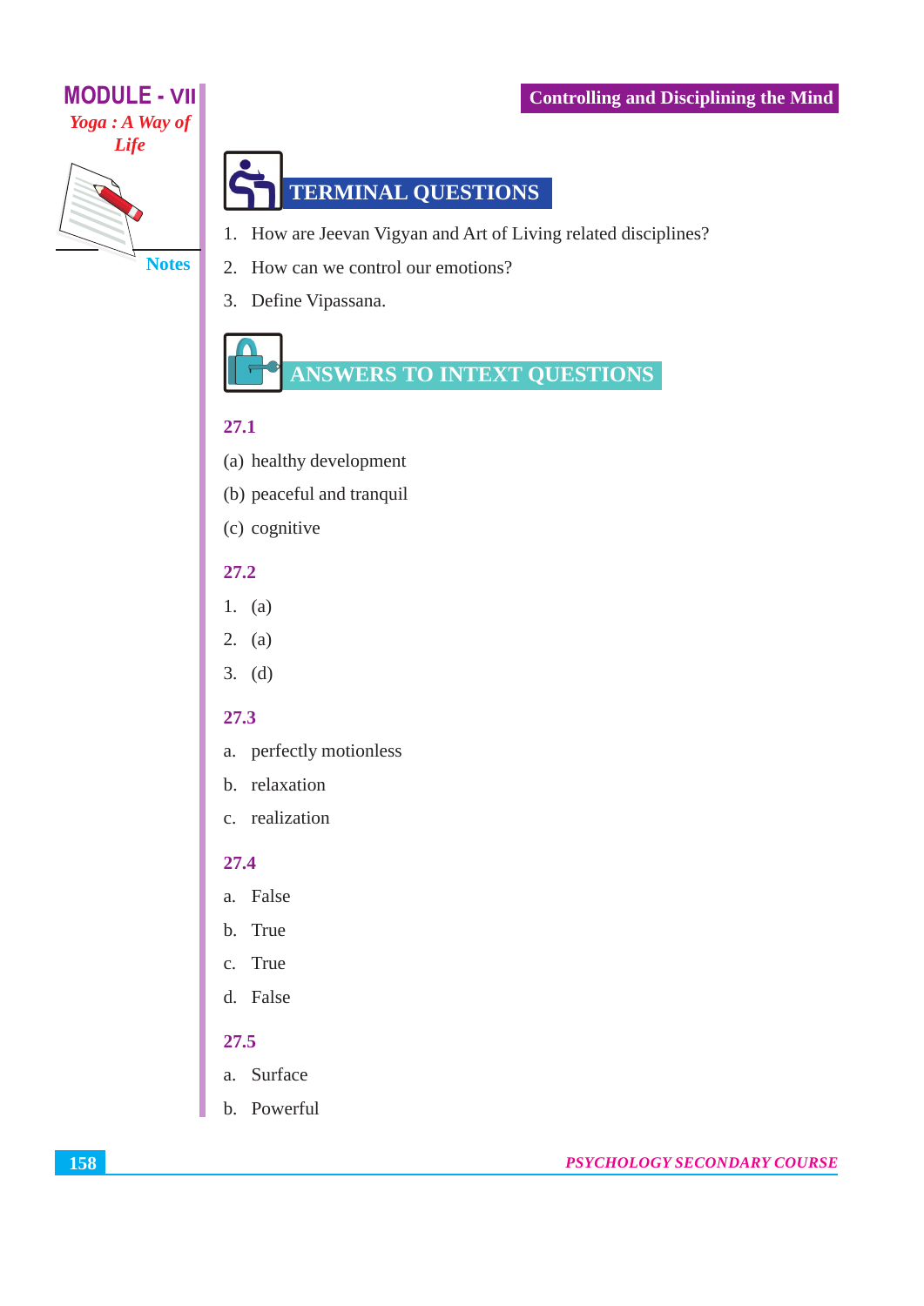## TERMINAL QUESTIONS

1. How are Jeevan Vigyan and Art of Living related disciplines?
2. How can we control our emotions?
3. Define Vipassana.

## ANSWERS TO INTEXT QUESTIONS

### 27.1

(a) healthy development

(b) peaceful and tranquil

(c) cognitive

### 27.2

1. (a)
2. (a)
3. (d)

### 27.3

a. perfectly motionless

b. relaxation

c. realization

### 27.4

a. False

b. True

c. True

d. False

### 27.5

a. Surface

b. Powerful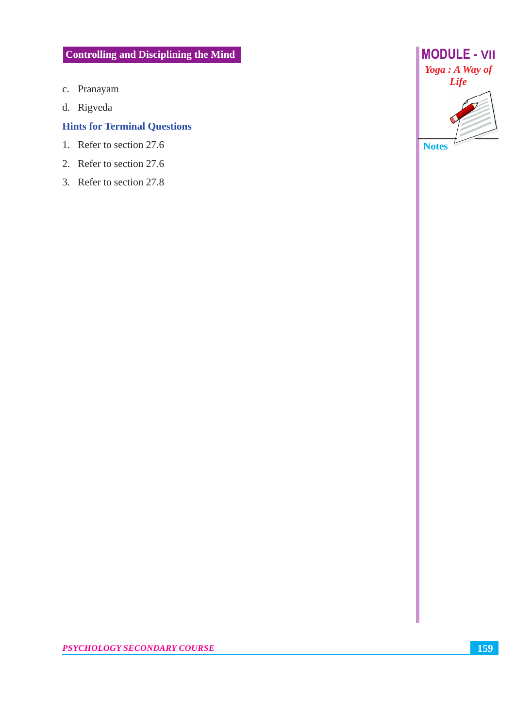c. Pranayam

d. Rigveda

### Hints for Terminal Questions

1. Refer to section 27.6
2. Refer to section 27.6
3. Refer to section 27.8